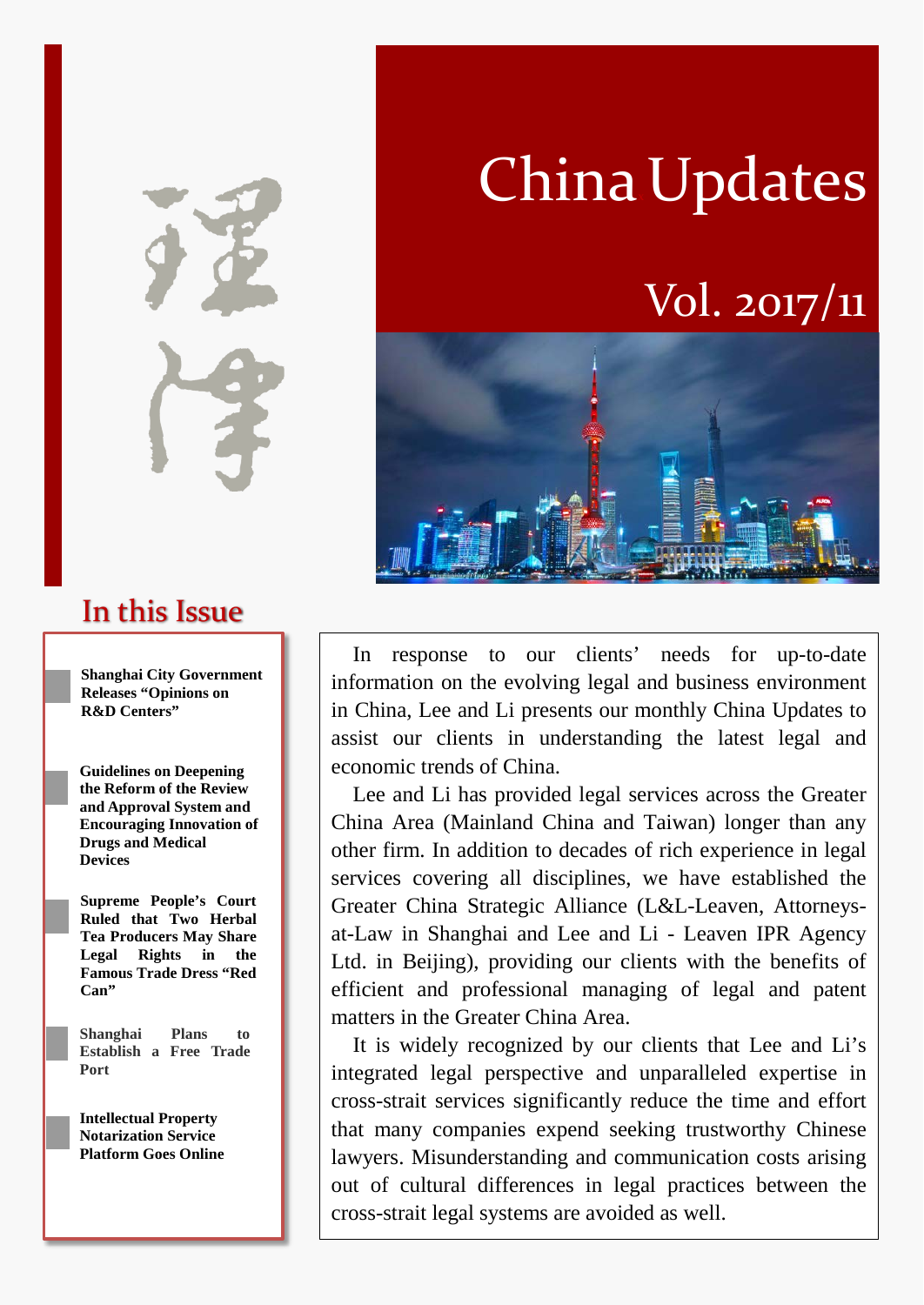# China Updates

## Vol. 2017/11

## In this Issue

- **Shanghai City Government Releases "Opinions on R&D Centers"**
- **Guidelines on Deepening the Reform of the Review and Approval System and Encouraging Innovation of Drugs and Medical Devices**
- **Supreme People's Court Ruled that Two Herbal Tea Producers May Share Legal Rights in the Famous Trade Dress "Red Can"**
- **Shanghai Plans to Establish a Free Trade Port**
- **Intellectual Property Notarization Service Platform Goes Online**

In response to our clients' needs for up-to-date information on the evolving legal and business environment in China, Lee and Li presents our monthly China Updates to assist our clients in understanding the latest legal and economic trends of China.

Lee and Li has provided legal services across the Greater China Area (Mainland China and Taiwan) longer than any other firm. In addition to decades of rich experience in legal services covering all disciplines, we have established the Greater China Strategic Alliance (L&L-Leaven, Attorneys-at-Law in Shanghai and Lee and Li - Leaven IPR Agency Ltd. in Beijing), providing our clients with the benefits of efficient and professional managing of legal and patent matters in the Greater China Area.

It is widely recognized by our clients that Lee and Li's integrated legal perspective and unparalleled expertise in cross-strait services significantly reduce the time and effort that many companies expend seeking trustworthy Chinese lawyers. Misunderstanding and communication costs arising out of cultural differences in legal practices between the cross-strait legal systems are avoided as well.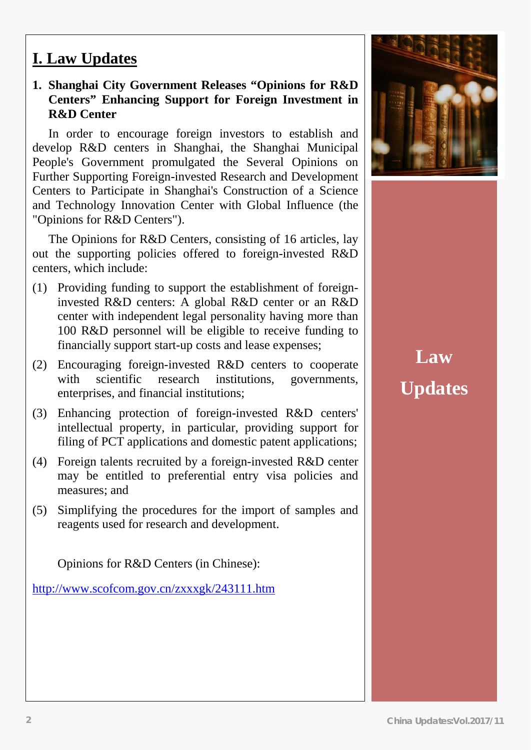# I. Law Updates

## 1. Shanghai City Government Releases "Opinions for R&D Centers" Enhancing Support for Foreign Investment in R&D Center

In order to encourage foreign investors to establish and develop R&D centers in Shanghai, the Shanghai Municipal People's Government promulgated the Several Opinions on Further Supporting Foreign-invested Research and Development Centers to Participate in Shanghai's Construction of a Science and Technology Innovation Center with Global Influence (the "Opinions for R&D Centers").

The Opinions for R&D Centers, consisting of 16 articles, lay out the supporting policies offered to foreign-invested R&D centers, which include:

(1) Providing funding to support the establishment of foreign-invested R&D centers: A global R&D center or an R&D center with independent legal personality having more than 100 R&D personnel will be eligible to receive funding to financially support start-up costs and lease expenses;

(2) Encouraging foreign-invested R&D centers to cooperate with scientific research institutions, governments, enterprises, and financial institutions;

(3) Enhancing protection of foreign-invested R&D centers' intellectual property, in particular, providing support for filing of PCT applications and domestic patent applications;

(4) Foreign talents recruited by a foreign-invested R&D center may be entitled to preferential entry visa policies and measures; and

(5) Simplifying the procedures for the import of samples and reagents used for research and development.

Opinions for R&D Centers (in Chinese):

http://www.scofcom.gov.cn/zxxxgk/243111.htm

**Law Updates**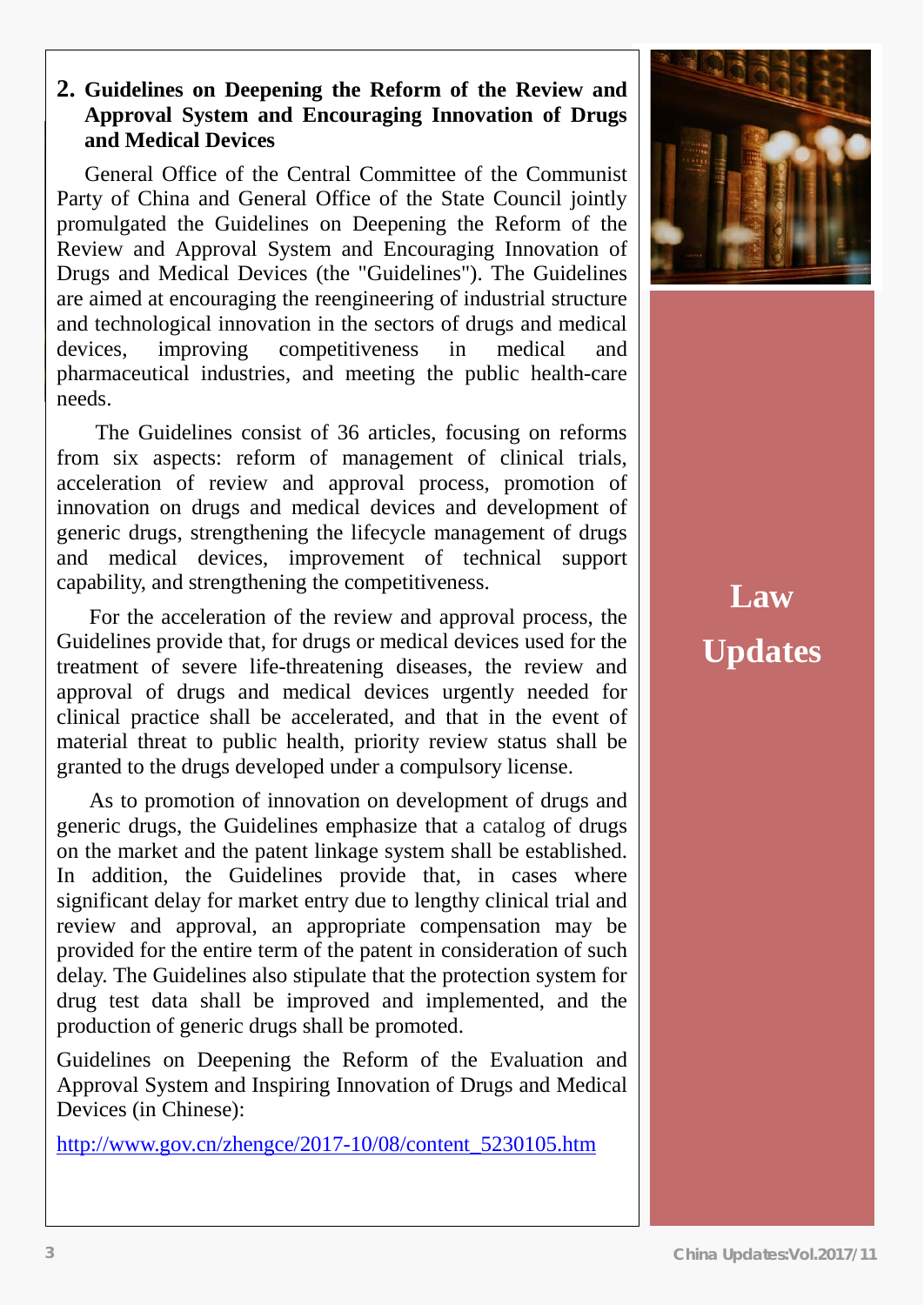## 2. Guidelines on Deepening the Reform of the Review and Approval System and Encouraging Innovation of Drugs and Medical Devices

General Office of the Central Committee of the Communist Party of China and General Office of the State Council jointly promulgated the Guidelines on Deepening the Reform of the Review and Approval System and Encouraging Innovation of Drugs and Medical Devices (the "Guidelines"). The Guidelines are aimed at encouraging the reengineering of industrial structure and technological innovation in the sectors of drugs and medical devices, improving competitiveness in medical and pharmaceutical industries, and meeting the public health-care needs.

The Guidelines consist of 36 articles, focusing on reforms from six aspects: reform of management of clinical trials, acceleration of review and approval process, promotion of innovation on drugs and medical devices and development of generic drugs, strengthening the lifecycle management of drugs and medical devices, improvement of technical support capability, and strengthening the competitiveness.

For the acceleration of the review and approval process, the Guidelines provide that, for drugs or medical devices used for the treatment of severe life-threatening diseases, the review and approval of drugs and medical devices urgently needed for clinical practice shall be accelerated, and that in the event of material threat to public health, priority review status shall be granted to the drugs developed under a compulsory license.

As to promotion of innovation on development of drugs and generic drugs, the Guidelines emphasize that a catalog of drugs on the market and the patent linkage system shall be established. In addition, the Guidelines provide that, in cases where significant delay for market entry due to lengthy clinical trial and review and approval, an appropriate compensation may be provided for the entire term of the patent in consideration of such delay. The Guidelines also stipulate that the protection system for drug test data shall be improved and implemented, and the production of generic drugs shall be promoted.

Guidelines on Deepening the Reform of the Evaluation and Approval System and Inspiring Innovation of Drugs and Medical Devices (in Chinese):

http://www.gov.cn/zhengce/2017-10/08/content_5230105.htm

**Law Updates**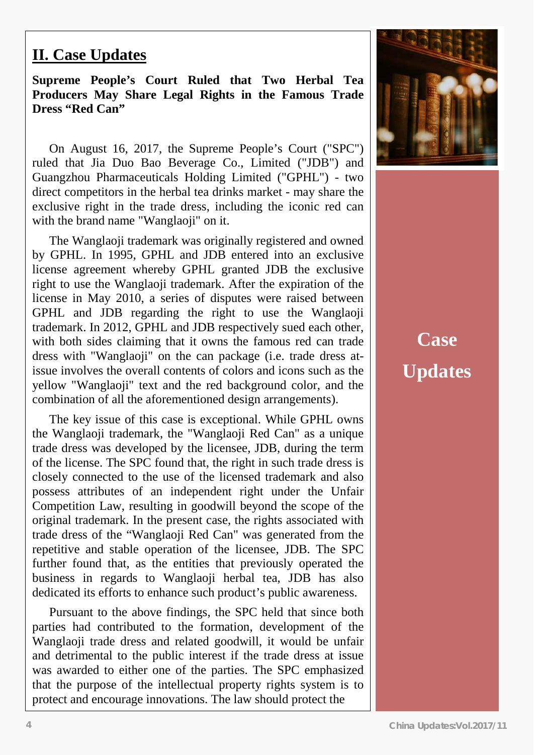## II. Case Updates

**Supreme People's Court Ruled that Two Herbal Tea Producers May Share Legal Rights in the Famous Trade Dress "Red Can"**

On August 16, 2017, the Supreme People's Court ("SPC") ruled that Jia Duo Bao Beverage Co., Limited ("JDB") and Guangzhou Pharmaceuticals Holding Limited ("GPHL") - two direct competitors in the herbal tea drinks market - may share the exclusive right in the trade dress, including the iconic red can with the brand name "Wanglaoji" on it.

The Wanglaoji trademark was originally registered and owned by GPHL. In 1995, GPHL and JDB entered into an exclusive license agreement whereby GPHL granted JDB the exclusive right to use the Wanglaoji trademark. After the expiration of the license in May 2010, a series of disputes were raised between GPHL and JDB regarding the right to use the Wanglaoji trademark. In 2012, GPHL and JDB respectively sued each other, with both sides claiming that it owns the famous red can trade dress with "Wanglaoji" on the can package (i.e. trade dress at-issue involves the overall contents of colors and icons such as the yellow "Wanglaoji" text and the red background color, and the combination of all the aforementioned design arrangements).

The key issue of this case is exceptional. While GPHL owns the Wanglaoji trademark, the "Wanglaoji Red Can" as a unique trade dress was developed by the licensee, JDB, during the term of the license. The SPC found that, the right in such trade dress is closely connected to the use of the licensed trademark and also possess attributes of an independent right under the Unfair Competition Law, resulting in goodwill beyond the scope of the original trademark. In the present case, the rights associated with trade dress of the "Wanglaoji Red Can" was generated from the repetitive and stable operation of the licensee, JDB. The SPC further found that, as the entities that previously operated the business in regards to Wanglaoji herbal tea, JDB has also dedicated its efforts to enhance such product's public awareness.

Pursuant to the above findings, the SPC held that since both parties had contributed to the formation, development of the Wanglaoji trade dress and related goodwill, it would be unfair and detrimental to the public interest if the trade dress at issue was awarded to either one of the parties. The SPC emphasized that the purpose of the intellectual property rights system is to protect and encourage innovations. The law should protect the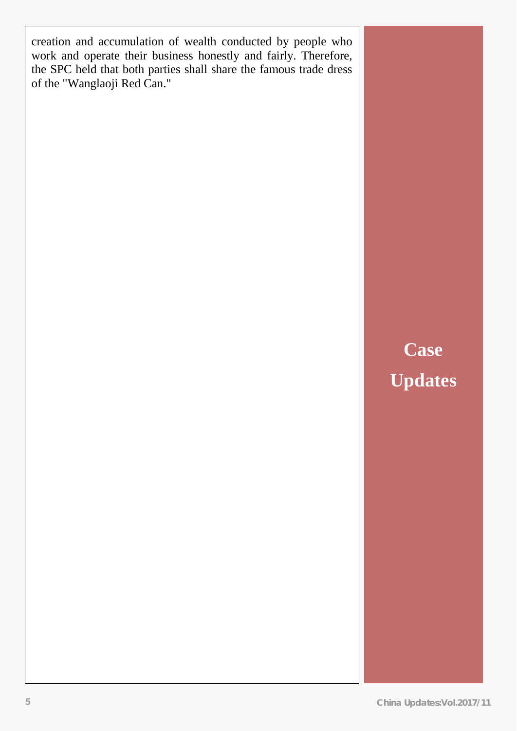creation and accumulation of wealth conducted by people who work and operate their business honestly and fairly. Therefore, the SPC held that both parties shall share the famous trade dress of the "Wanglaoji Red Can."

**Case Updates**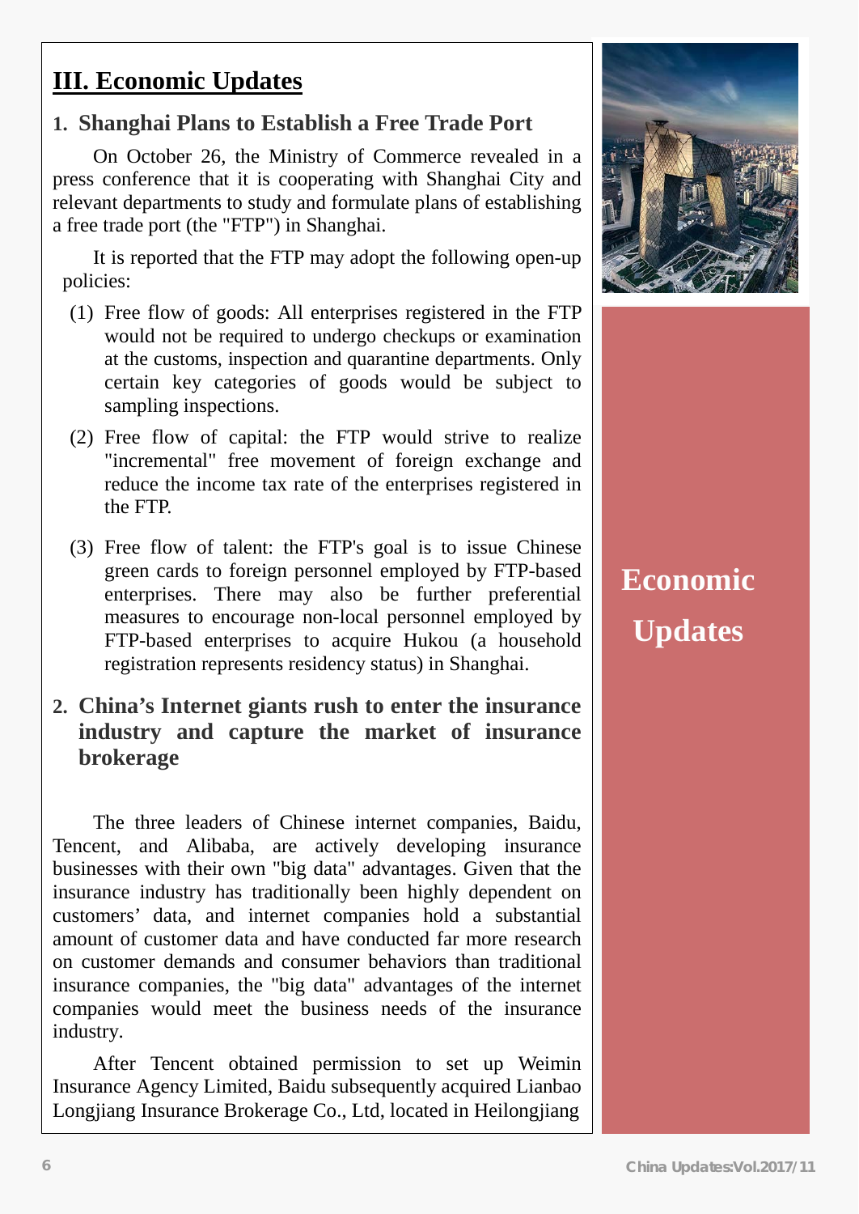# III. Economic Updates

## 1. Shanghai Plans to Establish a Free Trade Port

On October 26, the Ministry of Commerce revealed in a press conference that it is cooperating with Shanghai City and relevant departments to study and formulate plans of establishing a free trade port (the "FTP") in Shanghai.

It is reported that the FTP may adopt the following open-up policies:

(1) Free flow of goods: All enterprises registered in the FTP would not be required to undergo checkups or examination at the customs, inspection and quarantine departments. Only certain key categories of goods would be subject to sampling inspections.

(2) Free flow of capital: the FTP would strive to realize "incremental" free movement of foreign exchange and reduce the income tax rate of the enterprises registered in the FTP.

(3) Free flow of talent: the FTP's goal is to issue Chinese green cards to foreign personnel employed by FTP-based enterprises. There may also be further preferential measures to encourage non-local personnel employed by FTP-based enterprises to acquire Hukou (a household registration represents residency status) in Shanghai.

## 2. China's Internet giants rush to enter the insurance industry and capture the market of insurance brokerage

The three leaders of Chinese internet companies, Baidu, Tencent, and Alibaba, are actively developing insurance businesses with their own "big data" advantages. Given that the insurance industry has traditionally been highly dependent on customers' data, and internet companies hold a substantial amount of customer data and have conducted far more research on customer demands and consumer behaviors than traditional insurance companies, the "big data" advantages of the internet companies would meet the business needs of the insurance industry.

After Tencent obtained permission to set up Weimin Insurance Agency Limited, Baidu subsequently acquired Lianbao Longjiang Insurance Brokerage Co., Ltd, located in Heilongjiang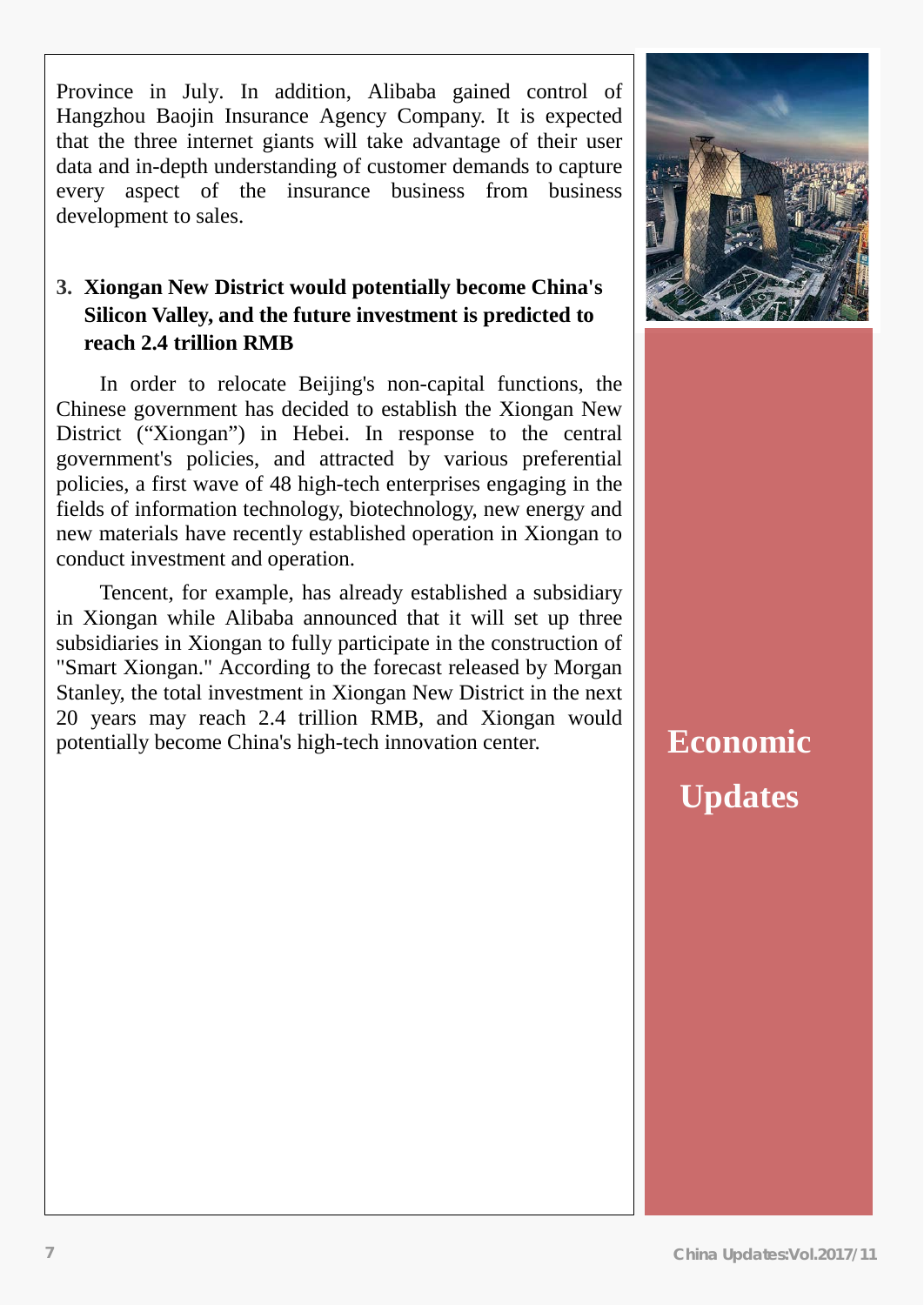Province in July. In addition, Alibaba gained control of Hangzhou Baojin Insurance Agency Company. It is expected that the three internet giants will take advantage of their user data and in-depth understanding of customer demands to capture every aspect of the insurance business from business development to sales.

### 3. Xiongan New District would potentially become China's Silicon Valley, and the future investment is predicted to reach 2.4 trillion RMB

In order to relocate Beijing's non-capital functions, the Chinese government has decided to establish the Xiongan New District ("Xiongan") in Hebei. In response to the central government's policies, and attracted by various preferential policies, a first wave of 48 high-tech enterprises engaging in the fields of information technology, biotechnology, new energy and new materials have recently established operation in Xiongan to conduct investment and operation.

Tencent, for example, has already established a subsidiary in Xiongan while Alibaba announced that it will set up three subsidiaries in Xiongan to fully participate in the construction of "Smart Xiongan." According to the forecast released by Morgan Stanley, the total investment in Xiongan New District in the next 20 years may reach 2.4 trillion RMB, and Xiongan would potentially become China's high-tech innovation center.

**Economic Updates**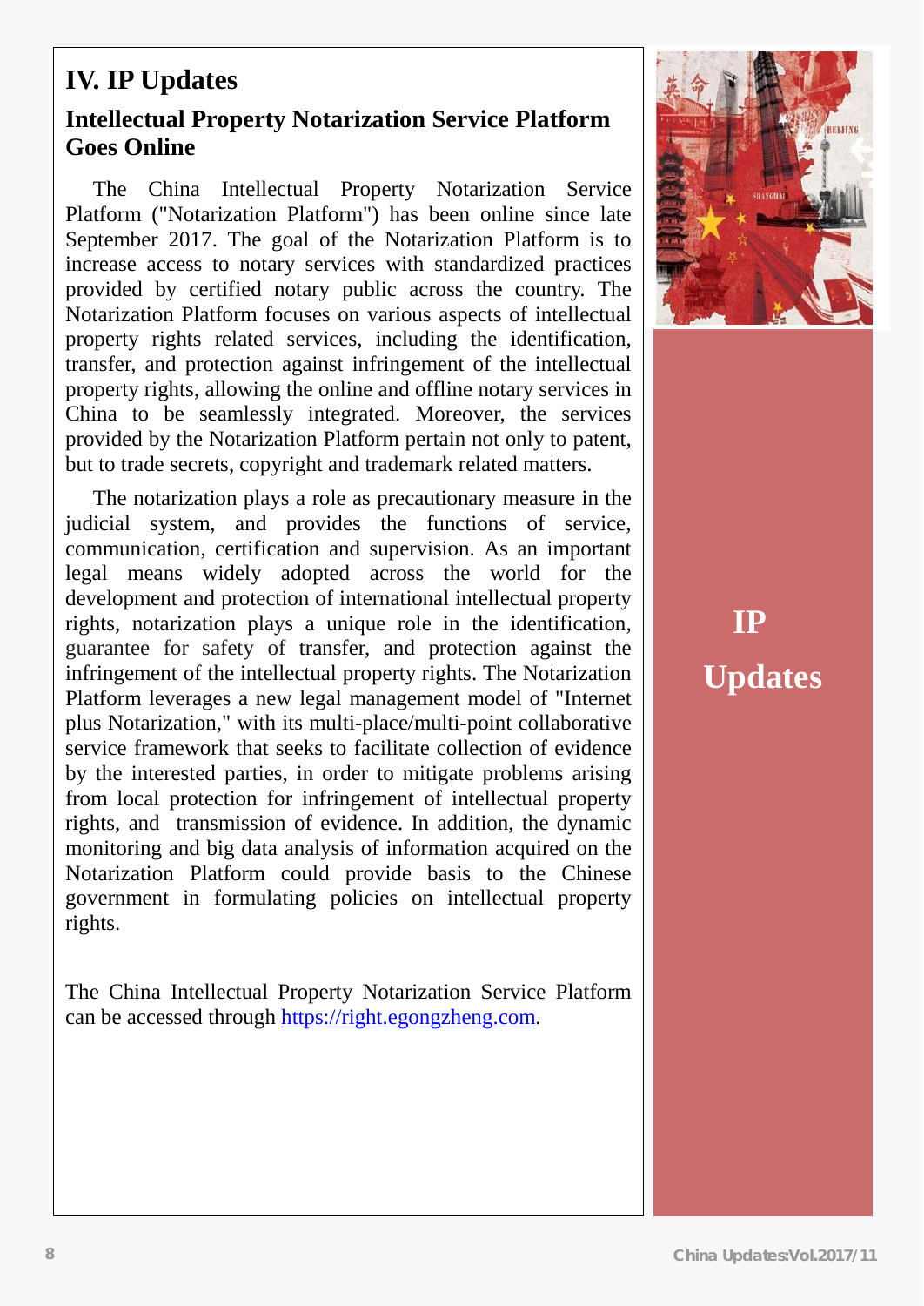# IV. IP Updates

## Intellectual Property Notarization Service Platform Goes Online

The China Intellectual Property Notarization Service Platform ("Notarization Platform") has been online since late September 2017. The goal of the Notarization Platform is to increase access to notary services with standardized practices provided by certified notary public across the country. The Notarization Platform focuses on various aspects of intellectual property rights related services, including the identification, transfer, and protection against infringement of the intellectual property rights, allowing the online and offline notary services in China to be seamlessly integrated. Moreover, the services provided by the Notarization Platform pertain not only to patent, but to trade secrets, copyright and trademark related matters.

The notarization plays a role as precautionary measure in the judicial system, and provides the functions of service, communication, certification and supervision. As an important legal means widely adopted across the world for the development and protection of international intellectual property rights, notarization plays a unique role in the identification, guarantee for safety of transfer, and protection against the infringement of the intellectual property rights. The Notarization Platform leverages a new legal management model of "Internet plus Notarization," with its multi-place/multi-point collaborative service framework that seeks to facilitate collection of evidence by the interested parties, in order to mitigate problems arising from local protection for infringement of intellectual property rights, and transmission of evidence. In addition, the dynamic monitoring and big data analysis of information acquired on the Notarization Platform could provide basis to the Chinese government in formulating policies on intellectual property rights.

The China Intellectual Property Notarization Service Platform can be accessed through [https://right.egongzheng.com](https://right.egongzheng.com).

**IP Updates**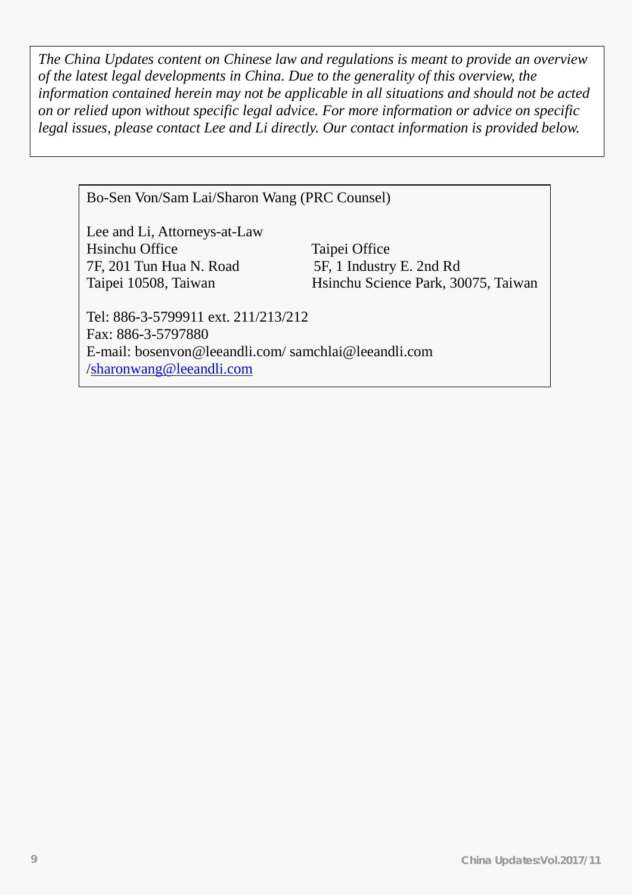*The China Updates content on Chinese law and regulations is meant to provide an overview of the latest legal developments in China. Due to the generality of this overview, the information contained herein may not be applicable in all situations and should not be acted on or relied upon without specific legal advice. For more information or advice on specific legal issues, please contact Lee and Li directly. Our contact information is provided below.*

Bo-Sen Von/Sam Lai/Sharon Wang (PRC Counsel)

Lee and Li, Attorneys-at-Law

| | |
|---|---|
| Hsinchu Office | Taipei Office |
| 7F, 201 Tun Hua N. Road | 5F, 1 Industry E. 2nd Rd |
| Taipei 10508, Taiwan | Hsinchu Science Park, 30075, Taiwan |

Tel: 886-3-5799911 ext. 211/213/212
Fax: 886-3-5797880
E-mail: bosenvon@leeandli.com/ samchlai@leeandli.com /sharonwang@leeandli.com